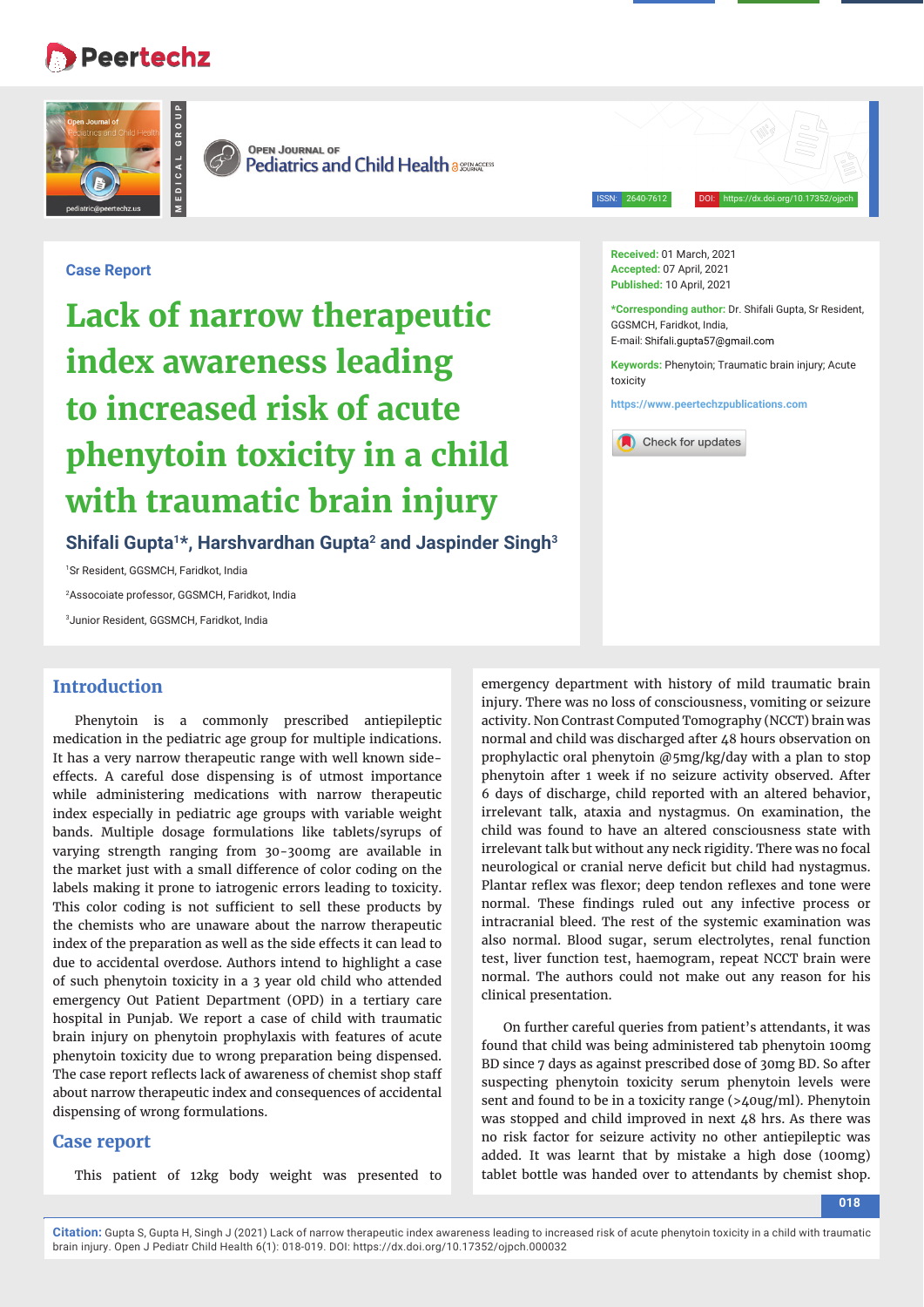Case Report

# Lack of narrow therapeutic index awareness leading to increased risk of acute phenytoin toxicity in a child with traumatic brain injury

**Shifali Gupta[1]*, Harshvardhan Gupta[2] and Jaspinder Singh[3]**

[1]Sr Resident, GGSMCH, Faridkot, India

[2]Assocoiate professor, GGSMCH, Faridkot, India

[3]Junior Resident, GGSMCH, Faridkot, India

**Received:** 01 March, 2021
**Accepted:** 07 April, 2021
**Published:** 10 April, 2021

**\*Corresponding author:** Dr. Shifali Gupta, Sr Resident, GGSMCH, Faridkot, India,
E-mail: Shifali.gupta57@gmail.com

**Keywords:** Phenytoin; Traumatic brain injury; Acute toxicity

https://www.peertechzpublications.com

## Introduction

Phenytoin is a commonly prescribed antiepileptic medication in the pediatric age group for multiple indications. It has a very narrow therapeutic range with well known side-effects. A careful dose dispensing is of utmost importance while administering medications with narrow therapeutic index especially in pediatric age groups with variable weight bands. Multiple dosage formulations like tablets/syrups of varying strength ranging from 30-300mg are available in the market just with a small difference of color coding on the labels making it prone to iatrogenic errors leading to toxicity. This color coding is not sufficient to sell these products by the chemists who are unaware about the narrow therapeutic index of the preparation as well as the side effects it can lead to due to accidental overdose. Authors intend to highlight a case of such phenytoin toxicity in a 3 year old child who attended emergency Out Patient Department (OPD) in a tertiary care hospital in Punjab. We report a case of child with traumatic brain injury on phenytoin prophylaxis with features of acute phenytoin toxicity due to wrong preparation being dispensed. The case report reflects lack of awareness of chemist shop staff about narrow therapeutic index and consequences of accidental dispensing of wrong formulations.

## Case report

This patient of 12kg body weight was presented to emergency department with history of mild traumatic brain injury. There was no loss of consciousness, vomiting or seizure activity. Non Contrast Computed Tomography (NCCT) brain was normal and child was discharged after 48 hours observation on prophylactic oral phenytoin @5mg/kg/day with a plan to stop phenytoin after 1 week if no seizure activity observed. After 6 days of discharge, child reported with an altered behavior, irrelevant talk, ataxia and nystagmus. On examination, the child was found to have an altered consciousness state with irrelevant talk but without any neck rigidity. There was no focal neurological or cranial nerve deficit but child had nystagmus. Plantar reflex was flexor; deep tendon reflexes and tone were normal. These findings ruled out any infective process or intracranial bleed. The rest of the systemic examination was also normal. Blood sugar, serum electrolytes, renal function test, liver function test, haemogram, repeat NCCT brain were normal. The authors could not make out any reason for his clinical presentation.

On further careful queries from patient's attendants, it was found that child was being administered tab phenytoin 100mg BD since 7 days as against prescribed dose of 30mg BD. So after suspecting phenytoin toxicity serum phenytoin levels were sent and found to be in a toxicity range (>40ug/ml). Phenytoin was stopped and child improved in next 48 hrs. As there was no risk factor for seizure activity no other antiepileptic was added. It was learnt that by mistake a high dose (100mg) tablet bottle was handed over to attendants by chemist shop.

**Citation:** Gupta S, Gupta H, Singh J (2021) Lack of narrow therapeutic index awareness leading to increased risk of acute phenytoin toxicity in a child with traumatic brain injury. Open J Pediatr Child Health 6(1): 018-019. DOI: https://dx.doi.org/10.17352/ojpch.000032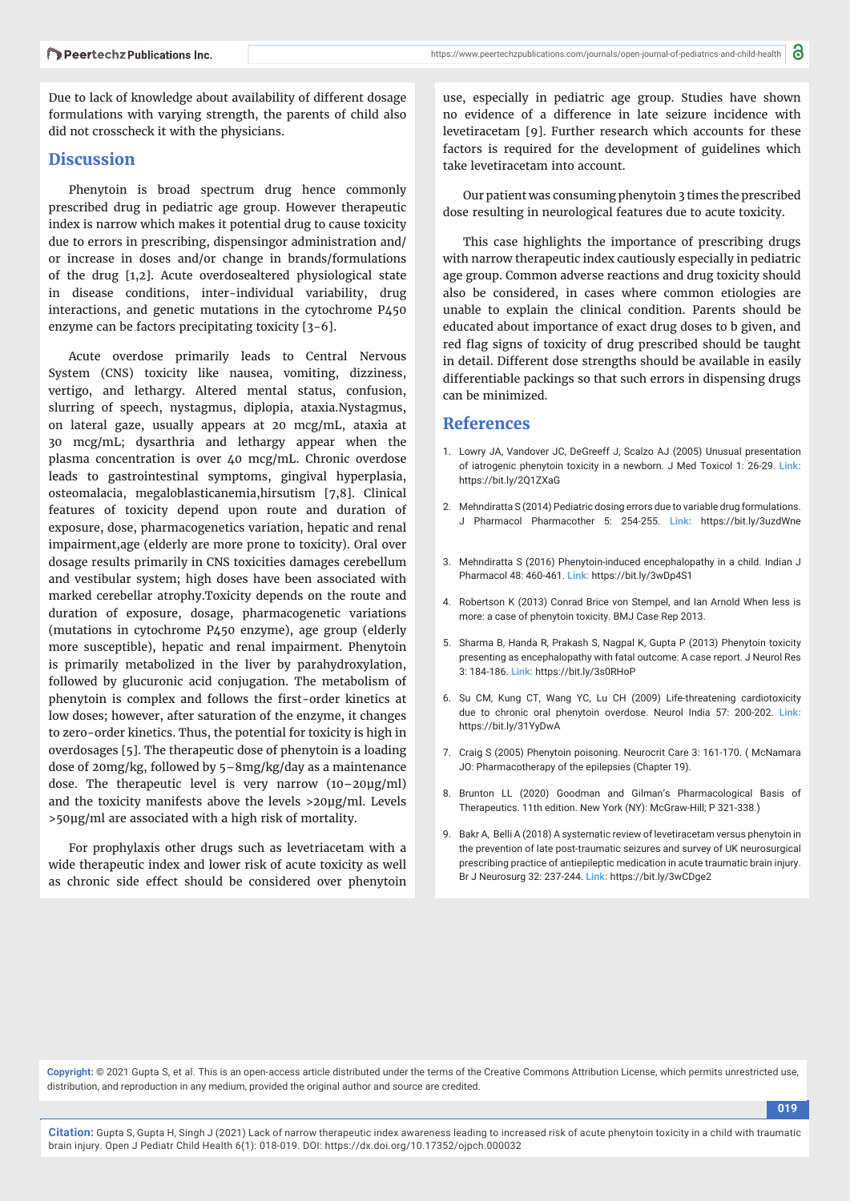Due to lack of knowledge about availability of different dosage formulations with varying strength, the parents of child also did not crosscheck it with the physicians.

## Discussion

Phenytoin is broad spectrum drug hence commonly prescribed drug in pediatric age group. However therapeutic index is narrow which makes it potential drug to cause toxicity due to errors in prescribing, dispensingor administration and/or increase in doses and/or change in brands/formulations of the drug [1,2]. Acute overdosealtered physiological state in disease conditions, inter-individual variability, drug interactions, and genetic mutations in the cytochrome P450 enzyme can be factors precipitating toxicity [3-6].

Acute overdose primarily leads to Central Nervous System (CNS) toxicity like nausea, vomiting, dizziness, vertigo, and lethargy. Altered mental status, confusion, slurring of speech, nystagmus, diplopia, ataxia.Nystagmus, on lateral gaze, usually appears at 20 mcg/mL, ataxia at 30 mcg/mL; dysarthria and lethargy appear when the plasma concentration is over 40 mcg/mL. Chronic overdose leads to gastrointestinal symptoms, gingival hyperplasia, osteomalacia, megaloblasticanemia,hirsutism [7,8]. Clinical features of toxicity depend upon route and duration of exposure, dose, pharmacogenetics variation, hepatic and renal impairment,age (elderly are more prone to toxicity). Oral over dosage results primarily in CNS toxicities damages cerebellum and vestibular system; high doses have been associated with marked cerebellar atrophy.Toxicity depends on the route and duration of exposure, dosage, pharmacogenetic variations (mutations in cytochrome P450 enzyme), age group (elderly more susceptible), hepatic and renal impairment. Phenytoin is primarily metabolized in the liver by parahydroxylation, followed by glucuronic acid conjugation. The metabolism of phenytoin is complex and follows the first-order kinetics at low doses; however, after saturation of the enzyme, it changes to zero-order kinetics. Thus, the potential for toxicity is high in overdosages [5]. The therapeutic dose of phenytoin is a loading dose of 20mg/kg, followed by 5–8mg/kg/day as a maintenance dose. The therapeutic level is very narrow (10–20µg/ml) and the toxicity manifests above the levels >20µg/ml. Levels >50µg/ml are associated with a high risk of mortality.

For prophylaxis other drugs such as levetriacetam with a wide therapeutic index and lower risk of acute toxicity as well as chronic side effect should be considered over phenytoin use, especially in pediatric age group. Studies have shown no evidence of a difference in late seizure incidence with levetiracetam [9]. Further research which accounts for these factors is required for the development of guidelines which take levetiracetam into account.

Our patient was consuming phenytoin 3 times the prescribed dose resulting in neurological features due to acute toxicity.

This case highlights the importance of prescribing drugs with narrow therapeutic index cautiously especially in pediatric age group. Common adverse reactions and drug toxicity should also be considered, in cases where common etiologies are unable to explain the clinical condition. Parents should be educated about importance of exact drug doses to b given, and red flag signs of toxicity of drug prescribed should be taught in detail. Different dose strengths should be available in easily differentiable packings so that such errors in dispensing drugs can be minimized.

## References

1. Lowry JA, Vandover JC, DeGreeff J, Scalzo AJ (2005) Unusual presentation of iatrogenic phenytoin toxicity in a newborn. J Med Toxicol 1: 26-29. Link: https://bit.ly/2Q1ZXaG
2. Mehndiratta S (2014) Pediatric dosing errors due to variable drug formulations. J Pharmacol Pharmacother 5: 254-255. Link: https://bit.ly/3uzdWne
3. Mehndiratta S (2016) Phenytoin-induced encephalopathy in a child. Indian J Pharmacol 48: 460-461. Link: https://bit.ly/3wDp4S1
4. Robertson K (2013) Conrad Brice von Stempel, and Ian Arnold When less is more: a case of phenytoin toxicity. BMJ Case Rep 2013.
5. Sharma B, Handa R, Prakash S, Nagpal K, Gupta P (2013) Phenytoin toxicity presenting as encephalopathy with fatal outcome: A case report. J Neurol Res 3: 184-186. Link: https://bit.ly/3s0RHoP
6. Su CM, Kung CT, Wang YC, Lu CH (2009) Life-threatening cardiotoxicity due to chronic oral phenytoin overdose. Neurol India 57: 200-202. Link: https://bit.ly/31YyDwA
7. Craig S (2005) Phenytoin poisoning. Neurocrit Care 3: 161-170. ( McNamara JO: Pharmacotherapy of the epilepsies (Chapter 19).
8. Brunton LL (2020) Goodman and Gilman's Pharmacological Basis of Therapeutics. 11th edition. New York (NY): McGraw-Hill; P 321-338.)
9. Bakr A, Belli A (2018) A systematic review of levetiracetam versus phenytoin in the prevention of late post-traumatic seizures and survey of UK neurosurgical prescribing practice of antiepileptic medication in acute traumatic brain injury. Br J Neurosurg 32: 237-244. Link: https://bit.ly/3wCDge2

**Copyright:** © 2021 Gupta S, et al. This is an open-access article distributed under the terms of the Creative Commons Attribution License, which permits unrestricted use, distribution, and reproduction in any medium, provided the original author and source are credited.